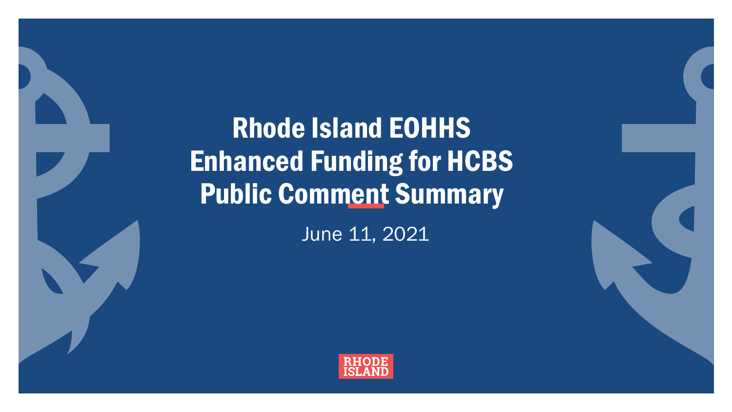# Rhode Island EOHHS
# Enhanced Funding for HCBS
# Public Comment Summary

June 11, 2021

RHODE ISLAND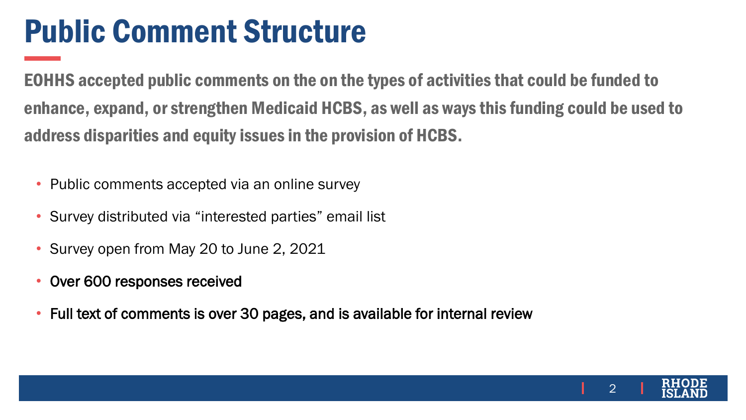# Public Comment Structure

**EOHHS accepted public comments on the on the types of activities that could be funded to enhance, expand, or strengthen Medicaid HCBS, as well as ways this funding could be used to address disparities and equity issues in the provision of HCBS.**

- Public comments accepted via an online survey
- Survey distributed via "interested parties" email list
- Survey open from May 20 to June 2, 2021
- Over 600 responses received
- Full text of comments is over 30 pages, and is available for internal review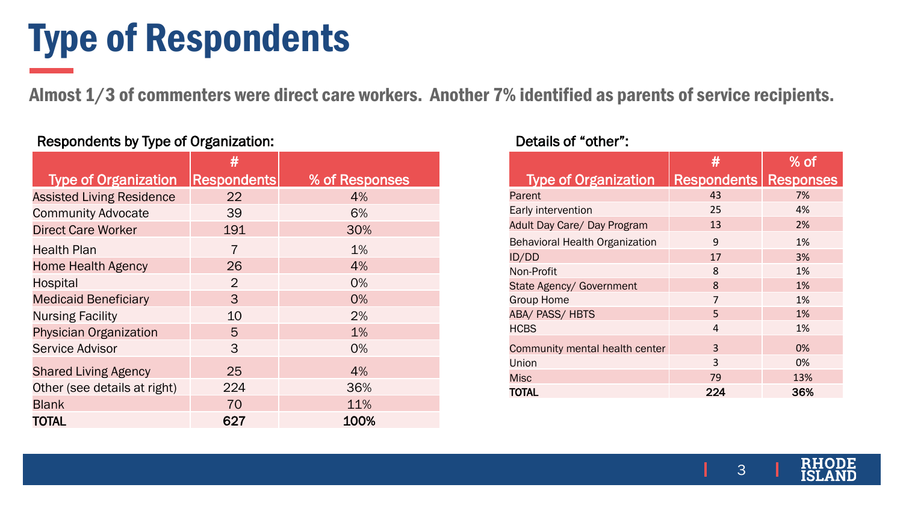# Type of Respondents

**Almost 1/3 of commenters were direct care workers. Another 7% identified as parents of service recipients.**

Respondents by Type of Organization:

| Type of Organization | # Respondents | % of Responses |
|---|---|---|
| Assisted Living Residence | 22 | 4% |
| Community Advocate | 39 | 6% |
| Direct Care Worker | 191 | 30% |
| Health Plan | 7 | 1% |
| Home Health Agency | 26 | 4% |
| Hospital | 2 | 0% |
| Medicaid Beneficiary | 3 | 0% |
| Nursing Facility | 10 | 2% |
| Physician Organization | 5 | 1% |
| Service Advisor | 3 | 0% |
| Shared Living Agency | 25 | 4% |
| Other (see details at right) | 224 | 36% |
| Blank | 70 | 11% |
| **TOTAL** | **627** | **100%** |

Details of "other":

| Type of Organization | # Respondents | % of Responses |
|---|---|---|
| Parent | 43 | 7% |
| Early intervention | 25 | 4% |
| Adult Day Care/ Day Program | 13 | 2% |
| Behavioral Health Organization | 9 | 1% |
| ID/DD | 17 | 3% |
| Non-Profit | 8 | 1% |
| State Agency/ Government | 8 | 1% |
| Group Home | 7 | 1% |
| ABA/ PASS/ HBTS | 5 | 1% |
| HCBS | 4 | 1% |
| Community mental health center | 3 | 0% |
| Union | 3 | 0% |
| Misc | 79 | 13% |
| **TOTAL** | **224** | **36%** |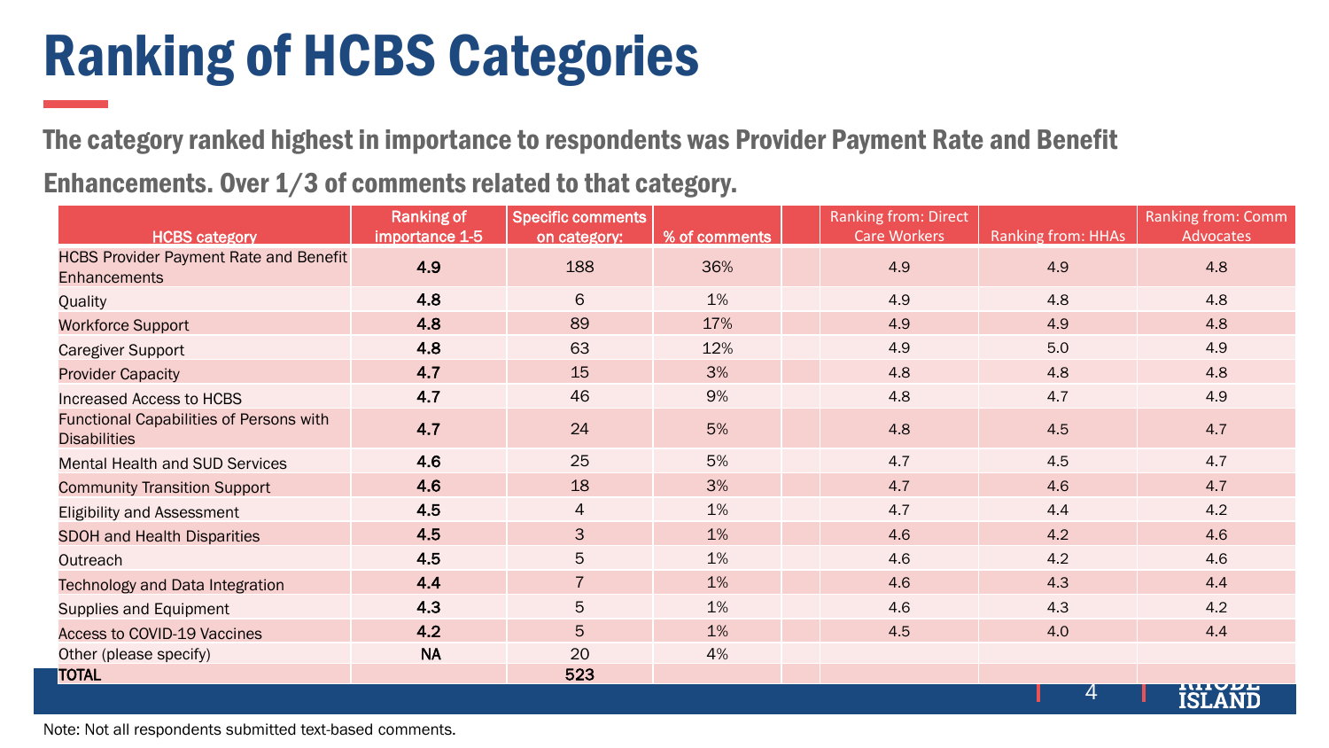# Ranking of HCBS Categories

**The category ranked highest in importance to respondents was Provider Payment Rate and Benefit Enhancements. Over 1/3 of comments related to that category.**

| HCBS category | Ranking of importance 1-5 | Specific comments on category: | % of comments | | Ranking from: Direct Care Workers | Ranking from: HHAs | Ranking from: Comm Advocates |
|---|---|---|---|---|---|---|---|
| HCBS Provider Payment Rate and Benefit Enhancements | **4.9** | 188 | 36% | | 4.9 | 4.9 | 4.8 |
| Quality | **4.8** | 6 | 1% | | 4.9 | 4.8 | 4.8 |
| Workforce Support | **4.8** | 89 | 17% | | 4.9 | 4.9 | 4.8 |
| Caregiver Support | **4.8** | 63 | 12% | | 4.9 | 5.0 | 4.9 |
| Provider Capacity | **4.7** | 15 | 3% | | 4.8 | 4.8 | 4.8 |
| Increased Access to HCBS | **4.7** | 46 | 9% | | 4.8 | 4.7 | 4.9 |
| Functional Capabilities of Persons with Disabilities | **4.7** | 24 | 5% | | 4.8 | 4.5 | 4.7 |
| Mental Health and SUD Services | **4.6** | 25 | 5% | | 4.7 | 4.5 | 4.7 |
| Community Transition Support | **4.6** | 18 | 3% | | 4.7 | 4.6 | 4.7 |
| Eligibility and Assessment | **4.5** | 4 | 1% | | 4.7 | 4.4 | 4.2 |
| SDOH and Health Disparities | **4.5** | 3 | 1% | | 4.6 | 4.2 | 4.6 |
| Outreach | **4.5** | 5 | 1% | | 4.6 | 4.2 | 4.6 |
| Technology and Data Integration | **4.4** | 7 | 1% | | 4.6 | 4.3 | 4.4 |
| Supplies and Equipment | **4.3** | 5 | 1% | | 4.6 | 4.3 | 4.2 |
| Access to COVID-19 Vaccines | **4.2** | 5 | 1% | | 4.5 | 4.0 | 4.4 |
| Other (please specify) | **NA** | 20 | 4% | | | | |
| **TOTAL** | | **523** | | | | | |

Note: Not all respondents submitted text-based comments.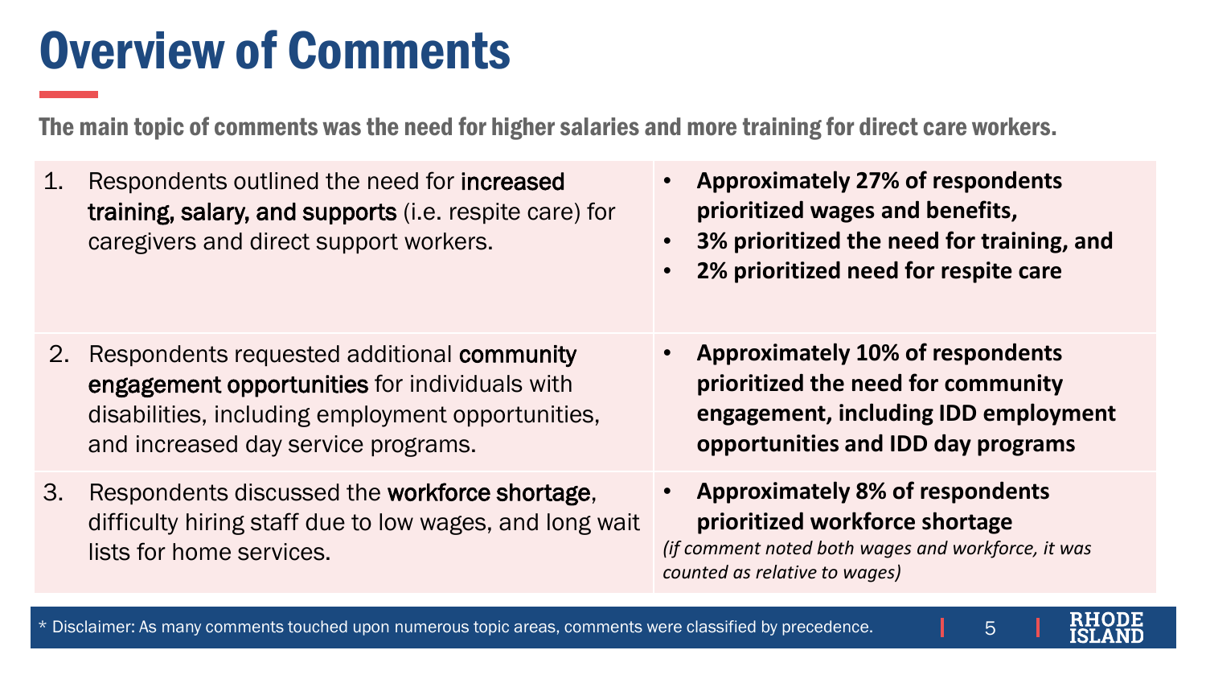# Overview of Comments

**The main topic of comments was the need for higher salaries and more training for direct care workers.**

| | |
|---|---|
| 1. Respondents outlined the need for **increased training, salary, and supports** (i.e. respite care) for caregivers and direct support workers. | • **Approximately 27% of respondents prioritized wages and benefits,**<br>• **3% prioritized the need for training, and**<br>• **2% prioritized need for respite care** |
| 2. Respondents requested additional **community engagement opportunities** for individuals with disabilities, including employment opportunities, and increased day service programs. | • **Approximately 10% of respondents prioritized the need for community engagement, including IDD employment opportunities and IDD day programs** |
| 3. Respondents discussed the **workforce shortage**, difficulty hiring staff due to low wages, and long wait lists for home services. | • **Approximately 8% of respondents prioritized workforce shortage**<br>*(if comment noted both wages and workforce, it was counted as relative to wages)* |

* Disclaimer: As many comments touched upon numerous topic areas, comments were classified by precedence.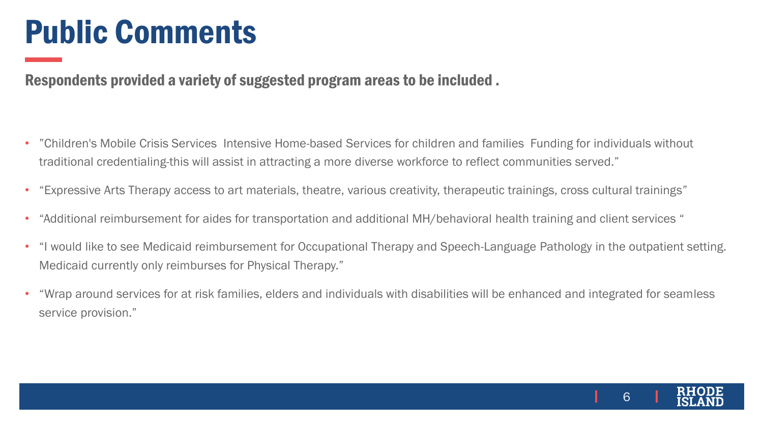# Public Comments

## Respondents provided a variety of suggested program areas to be included .

- ”Children's Mobile Crisis Services  Intensive Home-based Services for children and families  Funding for individuals without traditional credentialing-this will assist in attracting a more diverse workforce to reflect communities served.”
- “Expressive Arts Therapy access to art materials, theatre, various creativity, therapeutic trainings, cross cultural trainings”
- “Additional reimbursement for aides for transportation and additional MH/behavioral health training and client services “
- “I would like to see Medicaid reimbursement for Occupational Therapy and Speech-Language Pathology in the outpatient setting. Medicaid currently only reimburses for Physical Therapy.”
- “Wrap around services for at risk families, elders and individuals with disabilities will be enhanced and integrated for seamless service provision.”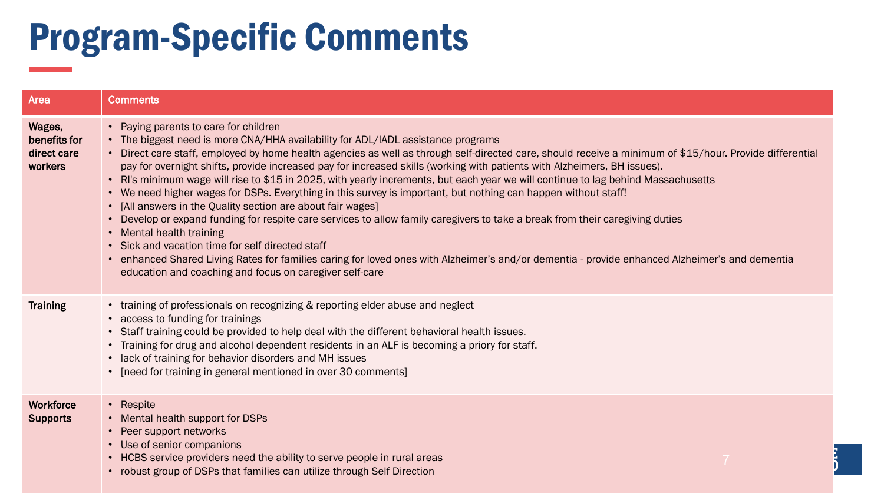# Program-Specific Comments

| Area | Comments |
|---|---|
| **Wages, benefits for direct care workers** | • Paying parents to care for children<br>• The biggest need is more CNA/HHA availability for ADL/IADL assistance programs<br>• Direct care staff, employed by home health agencies as well as through self-directed care, should receive a minimum of $15/hour. Provide differential pay for overnight shifts, provide increased pay for increased skills (working with patients with Alzheimers, BH issues).<br>• RI's minimum wage will rise to $15 in 2025, with yearly increments, but each year we will continue to lag behind Massachusetts<br>• We need higher wages for DSPs. Everything in this survey is important, but nothing can happen without staff!<br>• [All answers in the Quality section are about fair wages]<br>• Develop or expand funding for respite care services to allow family caregivers to take a break from their caregiving duties<br>• Mental health training<br>• Sick and vacation time for self directed staff<br>• enhanced Shared Living Rates for families caring for loved ones with Alzheimer's and/or dementia - provide enhanced Alzheimer's and dementia education and coaching and focus on caregiver self-care |
| **Training** | • training of professionals on recognizing & reporting elder abuse and neglect<br>• access to funding for trainings<br>• Staff training could be provided to help deal with the different behavioral health issues.<br>• Training for drug and alcohol dependent residents in an ALF is becoming a priory for staff.<br>• lack of training for behavior disorders and MH issues<br>• [need for training in general mentioned in over 30 comments] |
| **Workforce Supports** | • Respite<br>• Mental health support for DSPs<br>• Peer support networks<br>• Use of senior companions<br>• HCBS service providers need the ability to serve people in rural areas<br>• robust group of DSPs that families can utilize through Self Direction |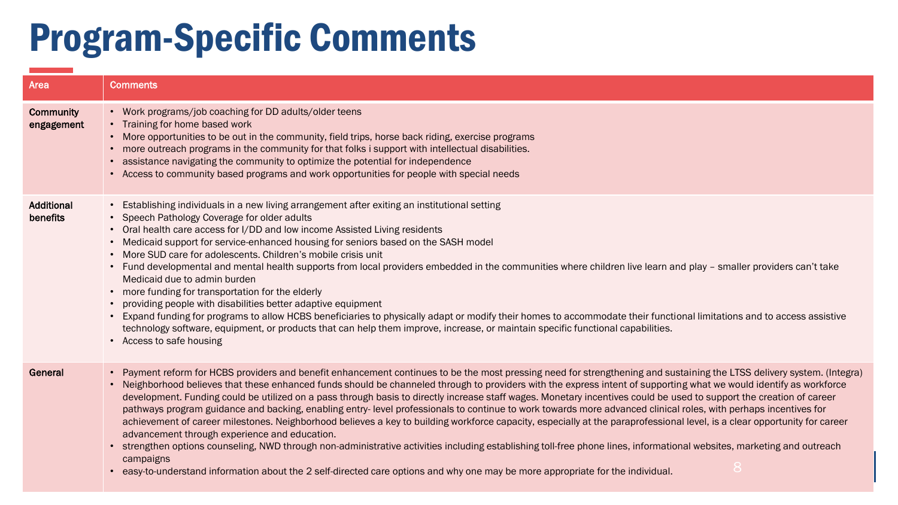# Program-Specific Comments

| Area | Comments |
| --- | --- |
| **Community engagement** | • Work programs/job coaching for DD adults/older teens<br>• Training for home based work<br>• More opportunities to be out in the community, field trips, horse back riding, exercise programs<br>• more outreach programs in the community for that folks i support with intellectual disabilities.<br>• assistance navigating the community to optimize the potential for independence<br>• Access to community based programs and work opportunities for people with special needs |
| **Additional benefits** | • Establishing individuals in a new living arrangement after exiting an institutional setting<br>• Speech Pathology Coverage for older adults<br>• Oral health care access for I/DD and low income Assisted Living residents<br>• Medicaid support for service-enhanced housing for seniors based on the SASH model<br>• More SUD care for adolescents. Children's mobile crisis unit<br>• Fund developmental and mental health supports from local providers embedded in the communities where children live learn and play – smaller providers can't take Medicaid due to admin burden<br>• more funding for transportation for the elderly<br>• providing people with disabilities better adaptive equipment<br>• Expand funding for programs to allow HCBS beneficiaries to physically adapt or modify their homes to accommodate their functional limitations and to access assistive technology software, equipment, or products that can help them improve, increase, or maintain specific functional capabilities.<br>• Access to safe housing |
| **General** | • Payment reform for HCBS providers and benefit enhancement continues to be the most pressing need for strengthening and sustaining the LTSS delivery system. (Integra)<br>• Neighborhood believes that these enhanced funds should be channeled through to providers with the express intent of supporting what we would identify as workforce development. Funding could be utilized on a pass through basis to directly increase staff wages. Monetary incentives could be used to support the creation of career pathways program guidance and backing, enabling entry- level professionals to continue to work towards more advanced clinical roles, with perhaps incentives for achievement of career milestones. Neighborhood believes a key to building workforce capacity, especially at the paraprofessional level, is a clear opportunity for career advancement through experience and education.<br>• strengthen options counseling, NWD through non-administrative activities including establishing toll-free phone lines, informational websites, marketing and outreach campaigns<br>• easy-to-understand information about the 2 self-directed care options and why one may be more appropriate for the individual. |